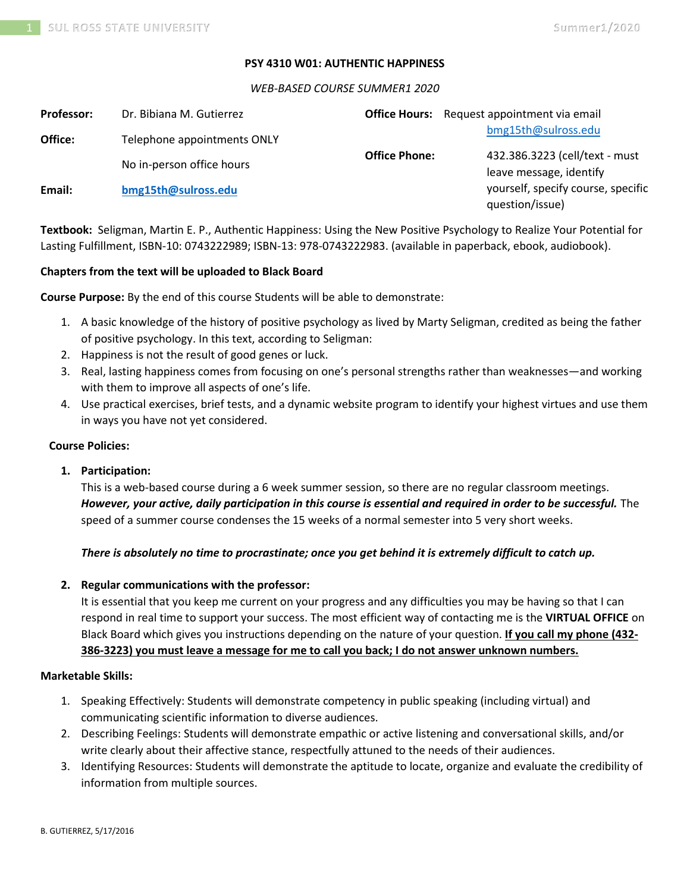**PSY 4310 W01: AUTHENTIC HAPPINESS**

*WEB-BASED COURSE SUMMER1 2020*

| | | | |
|---|---|---|---|
| **Professor:** | Dr. Bibiana M. Gutierrez | **Office Hours:** | Request appointment via email bmg15th@sulross.edu |
| **Office:** | Telephone appointments ONLY<br>No in-person office hours | **Office Phone:** | 432.386.3223 (cell/text - must leave message, identify yourself, specify course, specific question/issue) |
| **Email:** | **bmg15th@sulross.edu** | | |

**Textbook:** Seligman, Martin E. P., Authentic Happiness: Using the New Positive Psychology to Realize Your Potential for Lasting Fulfillment, ISBN-10: 0743222989; ISBN-13: 978-0743222983. (available in paperback, ebook, audiobook).

**Chapters from the text will be uploaded to Black Board**

**Course Purpose:** By the end of this course Students will be able to demonstrate:

1. A basic knowledge of the history of positive psychology as lived by Marty Seligman, credited as being the father of positive psychology. In this text, according to Seligman:
2. Happiness is not the result of good genes or luck.
3. Real, lasting happiness comes from focusing on one's personal strengths rather than weaknesses—and working with them to improve all aspects of one's life.
4. Use practical exercises, brief tests, and a dynamic website program to identify your highest virtues and use them in ways you have not yet considered.

**Course Policies:**

1. **Participation:**
   This is a web-based course during a 6 week summer session, so there are no regular classroom meetings. ***However, your active, daily participation in this course is essential and required in order to be successful.*** The speed of a summer course condenses the 15 weeks of a normal semester into 5 very short weeks.

   ***There is absolutely no time to procrastinate; once you get behind it is extremely difficult to catch up.***

2. **Regular communications with the professor:**
   It is essential that you keep me current on your progress and any difficulties you may be having so that I can respond in real time to support your success. The most efficient way of contacting me is the **VIRTUAL OFFICE** on Black Board which gives you instructions depending on the nature of your question. **If you call my phone (432-386-3223) you must leave a message for me to call you back; I do not answer unknown numbers.**

**Marketable Skills:**

1. Speaking Effectively: Students will demonstrate competency in public speaking (including virtual) and communicating scientific information to diverse audiences.
2. Describing Feelings: Students will demonstrate empathic or active listening and conversational skills, and/or write clearly about their affective stance, respectfully attuned to the needs of their audiences.
3. Identifying Resources: Students will demonstrate the aptitude to locate, organize and evaluate the credibility of information from multiple sources.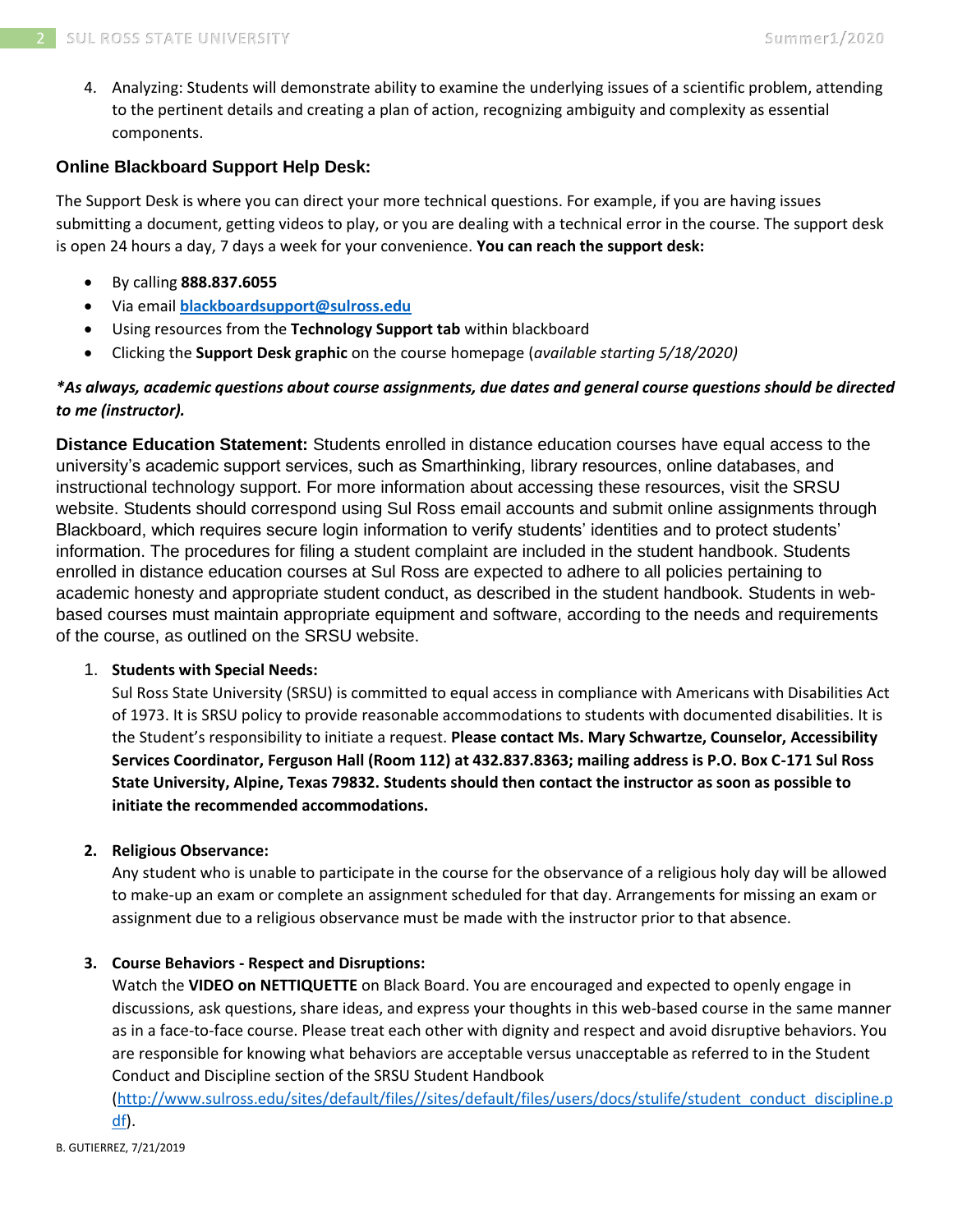4. Analyzing: Students will demonstrate ability to examine the underlying issues of a scientific problem, attending to the pertinent details and creating a plan of action, recognizing ambiguity and complexity as essential components.

### Online Blackboard Support Help Desk:

The Support Desk is where you can direct your more technical questions. For example, if you are having issues submitting a document, getting videos to play, or you are dealing with a technical error in the course. The support desk is open 24 hours a day, 7 days a week for your convenience. **You can reach the support desk:**

- By calling **888.837.6055**
- Via email **[blackboardsupport@sulross.edu](mailto:blackboardsupport@sulross.edu)**
- Using resources from the **Technology Support tab** within blackboard
- Clicking the **Support Desk graphic** on the course homepage (*available starting 5/18/2020)*

***As always, academic questions about course assignments, due dates and general course questions should be directed to me (instructor).***

**Distance Education Statement:** Students enrolled in distance education courses have equal access to the university's academic support services, such as Smarthinking, library resources, online databases, and instructional technology support. For more information about accessing these resources, visit the SRSU website. Students should correspond using Sul Ross email accounts and submit online assignments through Blackboard, which requires secure login information to verify students' identities and to protect students' information. The procedures for filing a student complaint are included in the student handbook. Students enrolled in distance education courses at Sul Ross are expected to adhere to all policies pertaining to academic honesty and appropriate student conduct, as described in the student handbook. Students in web-based courses must maintain appropriate equipment and software, according to the needs and requirements of the course, as outlined on the SRSU website.

1. **Students with Special Needs:**
   Sul Ross State University (SRSU) is committed to equal access in compliance with Americans with Disabilities Act of 1973. It is SRSU policy to provide reasonable accommodations to students with documented disabilities. It is the Student's responsibility to initiate a request. **Please contact Ms. Mary Schwartze, Counselor, Accessibility Services Coordinator, Ferguson Hall (Room 112) at 432.837.8363; mailing address is P.O. Box C-171 Sul Ross State University, Alpine, Texas 79832. Students should then contact the instructor as soon as possible to initiate the recommended accommodations.**

2. **Religious Observance:**
   Any student who is unable to participate in the course for the observance of a religious holy day will be allowed to make-up an exam or complete an assignment scheduled for that day. Arrangements for missing an exam or assignment due to a religious observance must be made with the instructor prior to that absence.

3. **Course Behaviors - Respect and Disruptions:**
   Watch the **VIDEO on NETTIQUETTE** on Black Board. You are encouraged and expected to openly engage in discussions, ask questions, share ideas, and express your thoughts in this web-based course in the same manner as in a face-to-face course. Please treat each other with dignity and respect and avoid disruptive behaviors. You are responsible for knowing what behaviors are acceptable versus unacceptable as referred to in the Student Conduct and Discipline section of the SRSU Student Handbook ([http://www.sulross.edu/sites/default/files//sites/default/files/users/docs/stulife/student_conduct_discipline.pdf](http://www.sulross.edu/sites/default/files//sites/default/files/users/docs/stulife/student_conduct_discipline.pdf)).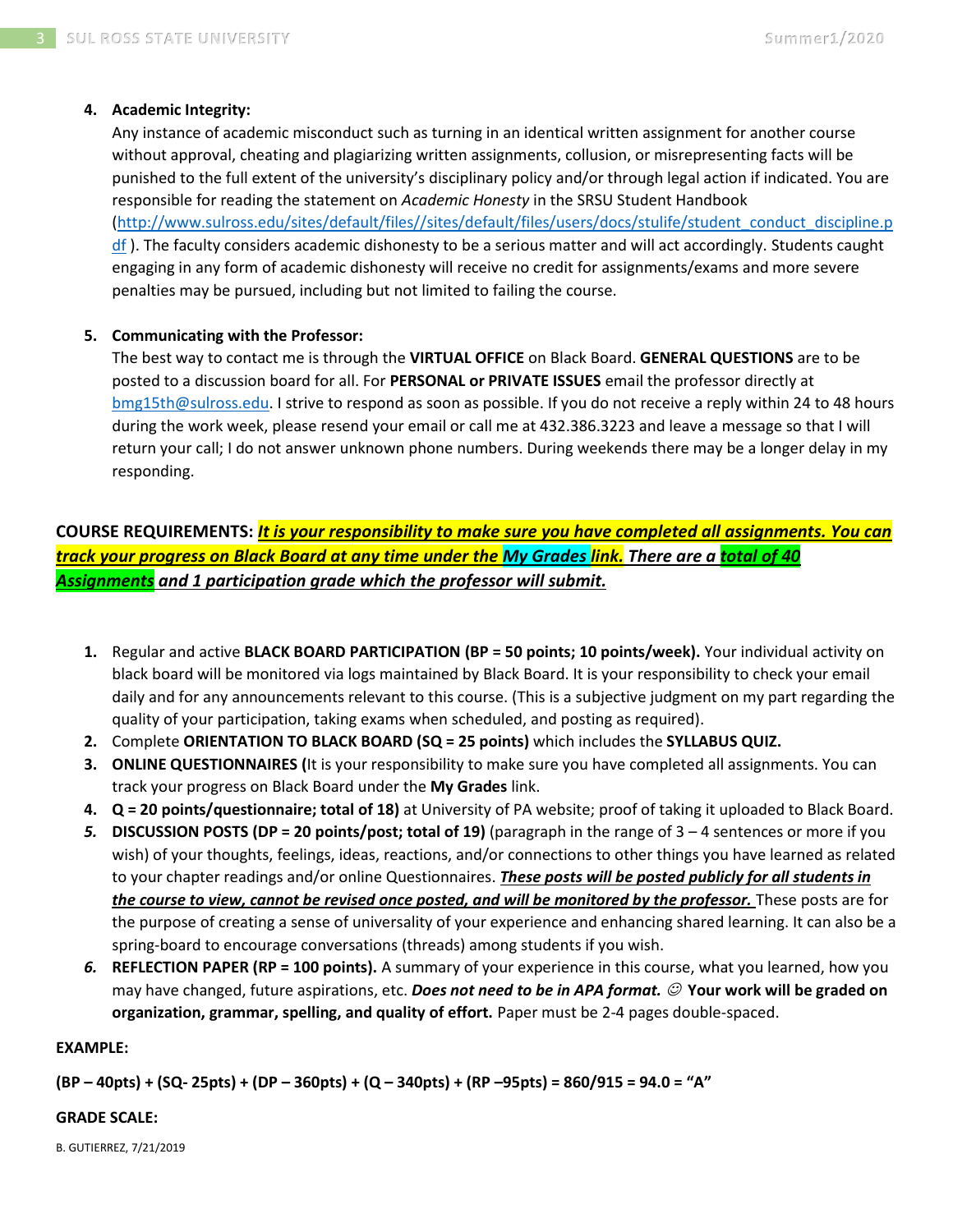4. **Academic Integrity:**
   Any instance of academic misconduct such as turning in an identical written assignment for another course without approval, cheating and plagiarizing written assignments, collusion, or misrepresenting facts will be punished to the full extent of the university's disciplinary policy and/or through legal action if indicated. You are responsible for reading the statement on *Academic Honesty* in the SRSU Student Handbook (http://www.sulross.edu/sites/default/files//sites/default/files/users/docs/stulife/student_conduct_discipline.pdf ). The faculty considers academic dishonesty to be a serious matter and will act accordingly. Students caught engaging in any form of academic dishonesty will receive no credit for assignments/exams and more severe penalties may be pursued, including but not limited to failing the course.

5. **Communicating with the Professor:**
   The best way to contact me is through the **VIRTUAL OFFICE** on Black Board. **GENERAL QUESTIONS** are to be posted to a discussion board for all. For **PERSONAL or PRIVATE ISSUES** email the professor directly at bmg15th@sulross.edu. I strive to respond as soon as possible. If you do not receive a reply within 24 to 48 hours during the work week, please resend your email or call me at 432.386.3223 and leave a message so that I will return your call; I do not answer unknown phone numbers. During weekends there may be a longer delay in my responding.

**COURSE REQUIREMENTS:** ***It is your responsibility to make sure you have completed all assignments. You can track your progress on Black Board at any time under the My Grades link. There are a total of 40 Assignments and 1 participation grade which the professor will submit.***

1. Regular and active **BLACK BOARD PARTICIPATION (BP = 50 points; 10 points/week).** Your individual activity on black board will be monitored via logs maintained by Black Board. It is your responsibility to check your email daily and for any announcements relevant to this course. (This is a subjective judgment on my part regarding the quality of your participation, taking exams when scheduled, and posting as required).
2. Complete **ORIENTATION TO BLACK BOARD (SQ = 25 points)** which includes the **SYLLABUS QUIZ.**
3. **ONLINE QUESTIONNAIRES (**It is your responsibility to make sure you have completed all assignments. You can track your progress on Black Board under the **My Grades** link.
4. **Q = 20 points/questionnaire; total of 18)** at University of PA website; proof of taking it uploaded to Black Board.
5. **DISCUSSION POSTS (DP = 20 points/post; total of 19)** (paragraph in the range of 3 – 4 sentences or more if you wish) of your thoughts, feelings, ideas, reactions, and/or connections to other things you have learned as related to your chapter readings and/or online Questionnaires. ***These posts will be posted publicly for all students in the course to view, cannot be revised once posted, and will be monitored by the professor.*** These posts are for the purpose of creating a sense of universality of your experience and enhancing shared learning. It can also be a spring-board to encourage conversations (threads) among students if you wish.
6. **REFLECTION PAPER (RP = 100 points).** A summary of your experience in this course, what you learned, how you may have changed, future aspirations, etc. ***Does not need to be in APA format.*** ☺ **Your work will be graded on organization, grammar, spelling, and quality of effort.** Paper must be 2-4 pages double-spaced.

**EXAMPLE:**

**(BP – 40pts) + (SQ- 25pts) + (DP – 360pts) + (Q – 340pts) + (RP –95pts) = 860/915 = 94.0 = "A"**

**GRADE SCALE:**

B. GUTIERREZ, 7/21/2019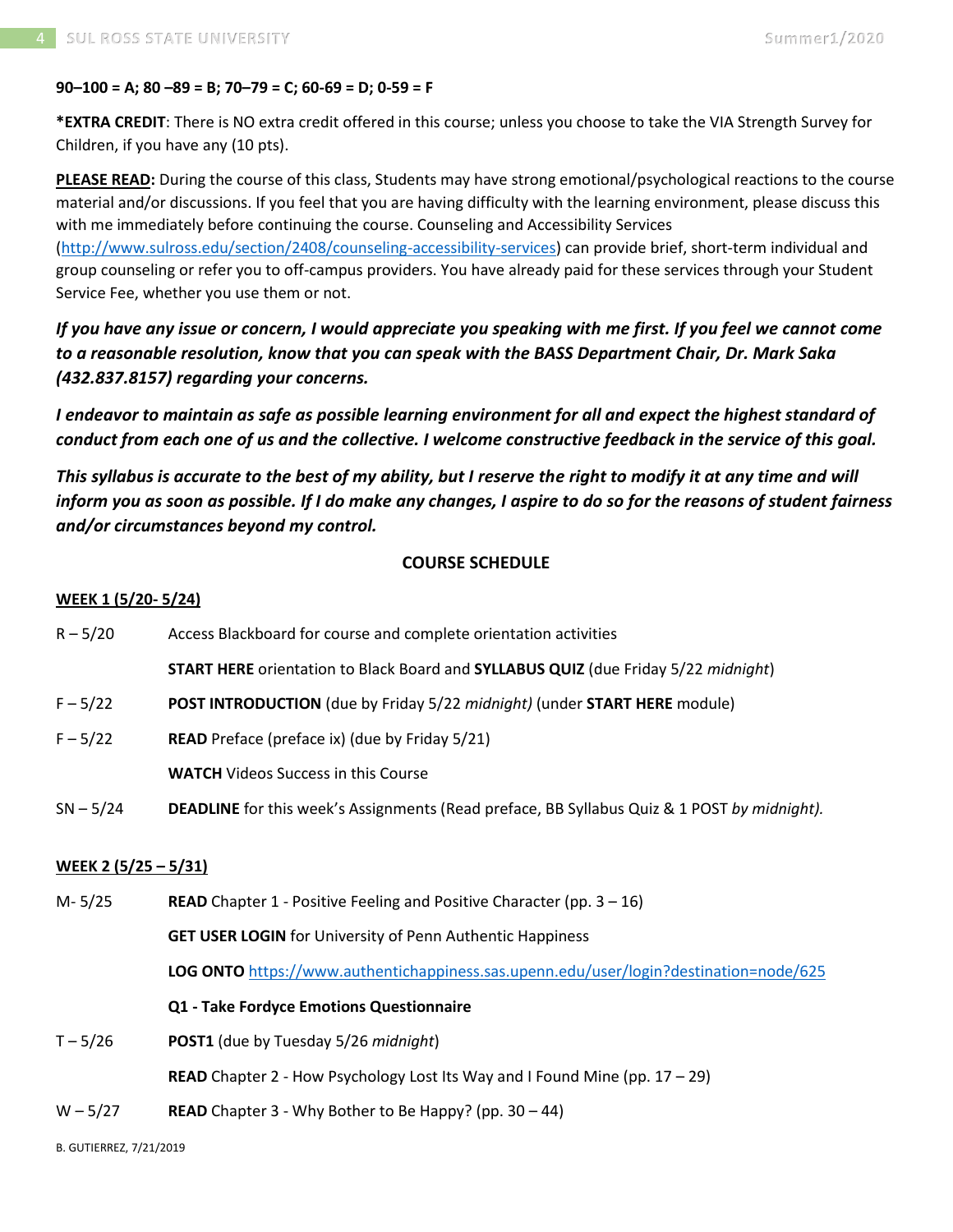**90–100 = A; 80 –89 = B; 70–79 = C; 60-69 = D; 0-59 = F**

***EXTRA CREDIT**: There is NO extra credit offered in this course; unless you choose to take the VIA Strength Survey for Children, if you have any (10 pts).

**<u>PLEASE READ</u>:** During the course of this class, Students may have strong emotional/psychological reactions to the course material and/or discussions. If you feel that you are having difficulty with the learning environment, please discuss this with me immediately before continuing the course. Counseling and Accessibility Services (http://www.sulross.edu/section/2408/counseling-accessibility-services) can provide brief, short-term individual and group counseling or refer you to off-campus providers. You have already paid for these services through your Student Service Fee, whether you use them or not.

***If you have any issue or concern, I would appreciate you speaking with me first. If you feel we cannot come to a reasonable resolution, know that you can speak with the BASS Department Chair, Dr. Mark Saka (432.837.8157) regarding your concerns.***

***I endeavor to maintain as safe as possible learning environment for all and expect the highest standard of conduct from each one of us and the collective. I welcome constructive feedback in the service of this goal.***

***This syllabus is accurate to the best of my ability, but I reserve the right to modify it at any time and will inform you as soon as possible. If I do make any changes, I aspire to do so for the reasons of student fairness and/or circumstances beyond my control.***

## COURSE SCHEDULE

**<u>WEEK 1 (5/20- 5/24)</u>**

| | |
|---|---|
| R – 5/20 | Access Blackboard for course and complete orientation activities |
| | **START HERE** orientation to Black Board and **SYLLABUS QUIZ** (due Friday 5/22 *midnight*) |
| F – 5/22 | **POST INTRODUCTION** (due by Friday 5/22 *midnight)* (under **START HERE** module) |
| F – 5/22 | **READ** Preface (preface ix) (due by Friday 5/21) |
| | **WATCH** Videos Success in this Course |
| SN – 5/24 | **DEADLINE** for this week's Assignments (Read preface, BB Syllabus Quiz & 1 POST *by midnight).* |

**<u>WEEK 2 (5/25 – 5/31)</u>**

| | |
|---|---|
| M- 5/25 | **READ** Chapter 1 - Positive Feeling and Positive Character (pp. 3 – 16) |
| | **GET USER LOGIN** for University of Penn Authentic Happiness |
| | **LOG ONTO** https://www.authentichappiness.sas.upenn.edu/user/login?destination=node/625 |
| | **Q1 - Take Fordyce Emotions Questionnaire** |
| T – 5/26 | **POST1** (due by Tuesday 5/26 *midnight*) |
| | **READ** Chapter 2 - How Psychology Lost Its Way and I Found Mine (pp. 17 – 29) |
| W – 5/27 | **READ** Chapter 3 - Why Bother to Be Happy? (pp. 30 – 44) |

B. GUTIERREZ, 7/21/2019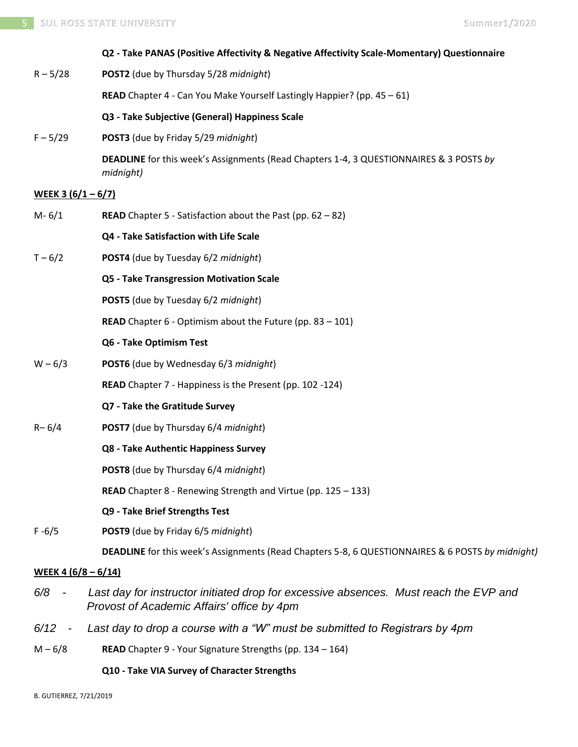**Q2 - Take PANAS (Positive Affectivity & Negative Affectivity Scale-Momentary) Questionnaire**

R – 5/28 **POST2** (due by Thursday 5/28 *midnight*)

**READ** Chapter 4 - Can You Make Yourself Lastingly Happier? (pp. 45 – 61)

**Q3 - Take Subjective (General) Happiness Scale**

F – 5/29 **POST3** (due by Friday 5/29 *midnight*)

**DEADLINE** for this week's Assignments (Read Chapters 1-4, 3 QUESTIONNAIRES & 3 POSTS *by midnight)*

**WEEK 3 (6/1 – 6/7)**

M- 6/1 **READ** Chapter 5 - Satisfaction about the Past (pp. 62 – 82)

**Q4 - Take Satisfaction with Life Scale**

T – 6/2 **POST4** (due by Tuesday 6/2 *midnight*)

**Q5 - Take Transgression Motivation Scale**

**POST5** (due by Tuesday 6/2 *midnight*)

**READ** Chapter 6 - Optimism about the Future (pp. 83 – 101)

**Q6 - Take Optimism Test**

W – 6/3 **POST6** (due by Wednesday 6/3 *midnight*)

**READ** Chapter 7 - Happiness is the Present (pp. 102 -124)

**Q7 - Take the Gratitude Survey**

R– 6/4 **POST7** (due by Thursday 6/4 *midnight*)

**Q8 - Take Authentic Happiness Survey**

**POST8** (due by Thursday 6/4 *midnight*)

**READ** Chapter 8 - Renewing Strength and Virtue (pp. 125 – 133)

**Q9 - Take Brief Strengths Test**

F -6/5 **POST9** (due by Friday 6/5 *midnight*)

**DEADLINE** for this week's Assignments (Read Chapters 5-8, 6 QUESTIONNAIRES & 6 POSTS *by midnight)*

**WEEK 4 (6/8 – 6/14)**

*6/8 - Last day for instructor initiated drop for excessive absences. Must reach the EVP and Provost of Academic Affairs' office by 4pm*

*6/12 - Last day to drop a course with a "W" must be submitted to Registrars by 4pm*

M – 6/8 **READ** Chapter 9 - Your Signature Strengths (pp. 134 – 164)

**Q10 - Take VIA Survey of Character Strengths**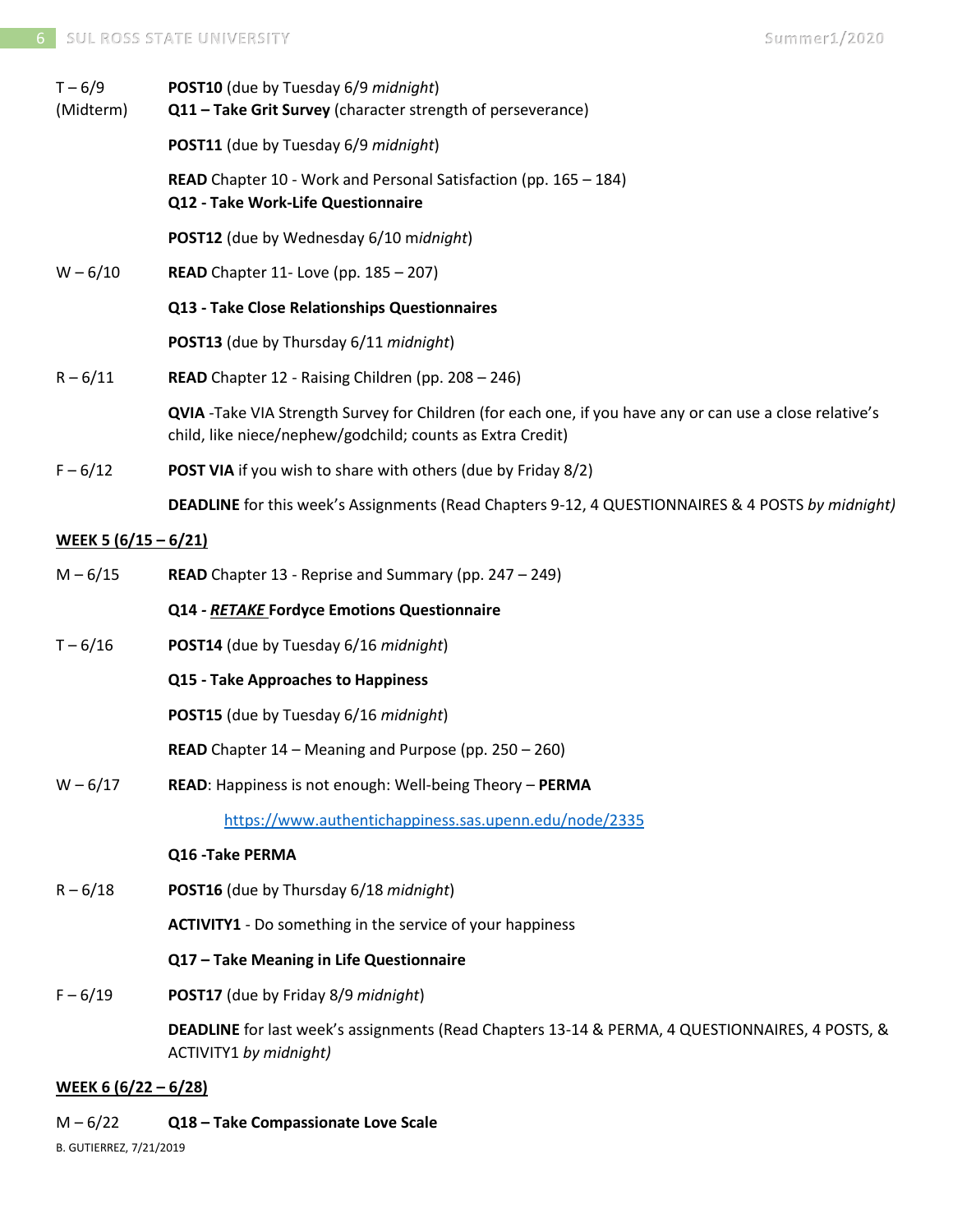| | |
|---|---|
| T – 6/9 (Midterm) | **POST10** (due by Tuesday 6/9 *midnight*) |
| | **Q11 – Take Grit Survey** (character strength of perseverance) |
| | **POST11** (due by Tuesday 6/9 *midnight*) |
| | **READ** Chapter 10 - Work and Personal Satisfaction (pp. 165 – 184) |
| | **Q12 - Take Work-Life Questionnaire** |
| | **POST12** (due by Wednesday 6/10 m*idnight*) |
| W – 6/10 | **READ** Chapter 11- Love (pp. 185 – 207) |
| | **Q13 - Take Close Relationships Questionnaires** |
| | **POST13** (due by Thursday 6/11 *midnight*) |
| R – 6/11 | **READ** Chapter 12 - Raising Children (pp. 208 – 246) |
| | **QVIA** -Take VIA Strength Survey for Children (for each one, if you have any or can use a close relative's child, like niece/nephew/godchild; counts as Extra Credit) |
| F – 6/12 | **POST VIA** if you wish to share with others (due by Friday 8/2) |
| | **DEADLINE** for this week's Assignments (Read Chapters 9-12, 4 QUESTIONNAIRES & 4 POSTS *by midnight)* |

**WEEK 5 (6/15 – 6/21)**

| | |
|---|---|
| M – 6/15 | **READ** Chapter 13 - Reprise and Summary (pp. 247 – 249) |
| | **Q14 - *RETAKE* Fordyce Emotions Questionnaire** |
| T – 6/16 | **POST14** (due by Tuesday 6/16 *midnight*) |
| | **Q15 - Take Approaches to Happiness** |
| | **POST15** (due by Tuesday 6/16 *midnight*) |
| | **READ** Chapter 14 – Meaning and Purpose (pp. 250 – 260) |
| W – 6/17 | **READ**: Happiness is not enough: Well-being Theory – **PERMA** |
| | https://www.authentichappiness.sas.upenn.edu/node/2335 |
| | **Q16 -Take PERMA** |
| R – 6/18 | **POST16** (due by Thursday 6/18 *midnight*) |
| | **ACTIVITY1** - Do something in the service of your happiness |
| | **Q17 – Take Meaning in Life Questionnaire** |
| F – 6/19 | **POST17** (due by Friday 8/9 *midnight*) |
| | **DEADLINE** for last week's assignments (Read Chapters 13-14 & PERMA, 4 QUESTIONNAIRES, 4 POSTS, & ACTIVITY1 *by midnight)* |

**WEEK 6 (6/22 – 6/28)**

| | |
|---|---|
| M – 6/22 | **Q18 – Take Compassionate Love Scale** |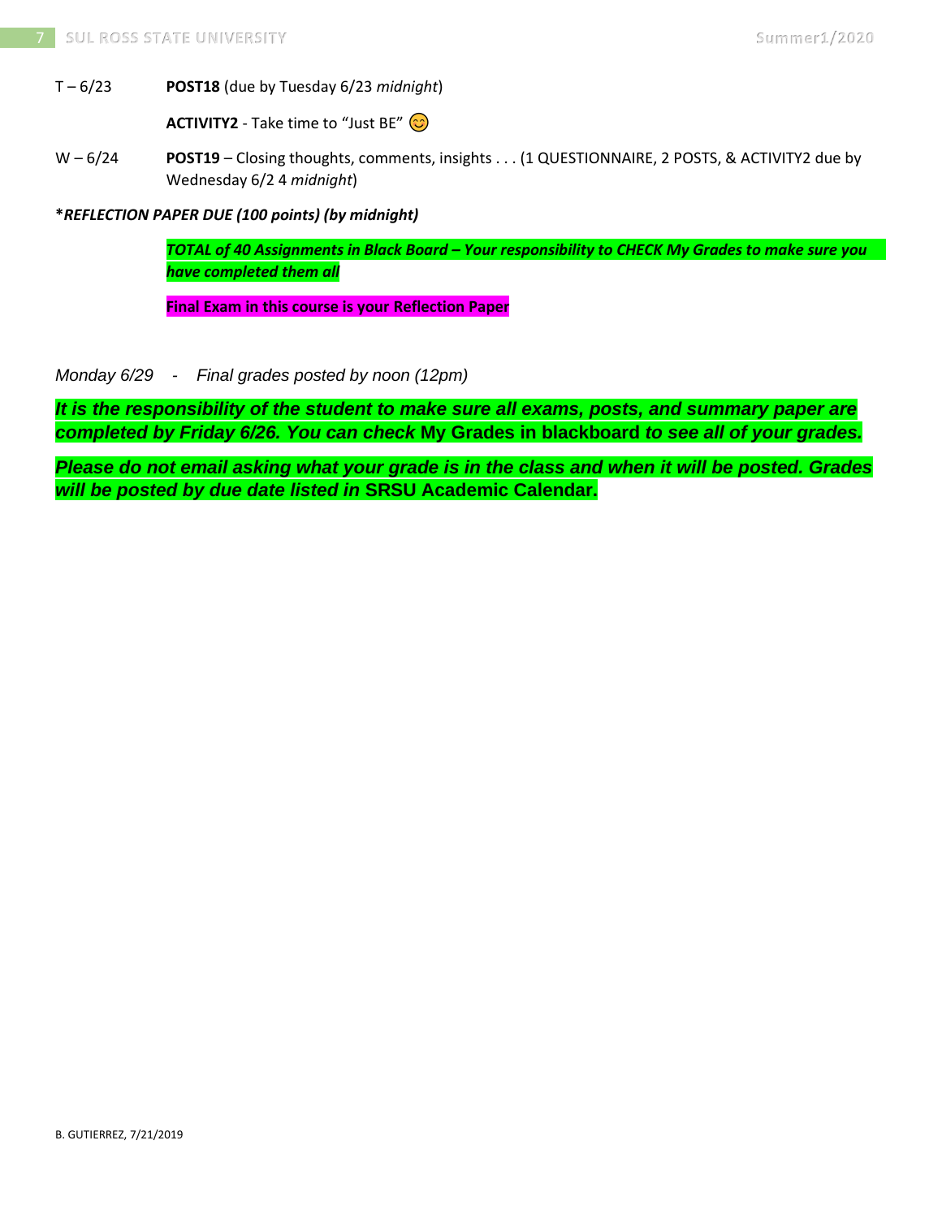T – 6/23 **POST18** (due by Tuesday 6/23 *midnight*)

**ACTIVITY2** - Take time to "Just BE" 😊

W – 6/24 **POST19** – Closing thoughts, comments, insights . . . (1 QUESTIONNAIRE, 2 POSTS, & ACTIVITY2 due by Wednesday 6/2 4 *midnight*)

***REFLECTION PAPER DUE (100 points) (by midnight)***

***TOTAL of 40 Assignments in Black Board – Your responsibility to CHECK My Grades to make sure you have completed them all***

**Final Exam in this course is your Reflection Paper**

*Monday 6/29 - Final grades posted by noon (12pm)*

***It is the responsibility of the student to make sure all exams, posts, and summary paper are completed by Friday 6/26. You can check*** **My Grades in blackboard** ***to see all of your grades.***

***Please do not email asking what your grade is in the class and when it will be posted. Grades will be posted by due date listed in*** **SRSU Academic Calendar.**

B. GUTIERREZ, 7/21/2019